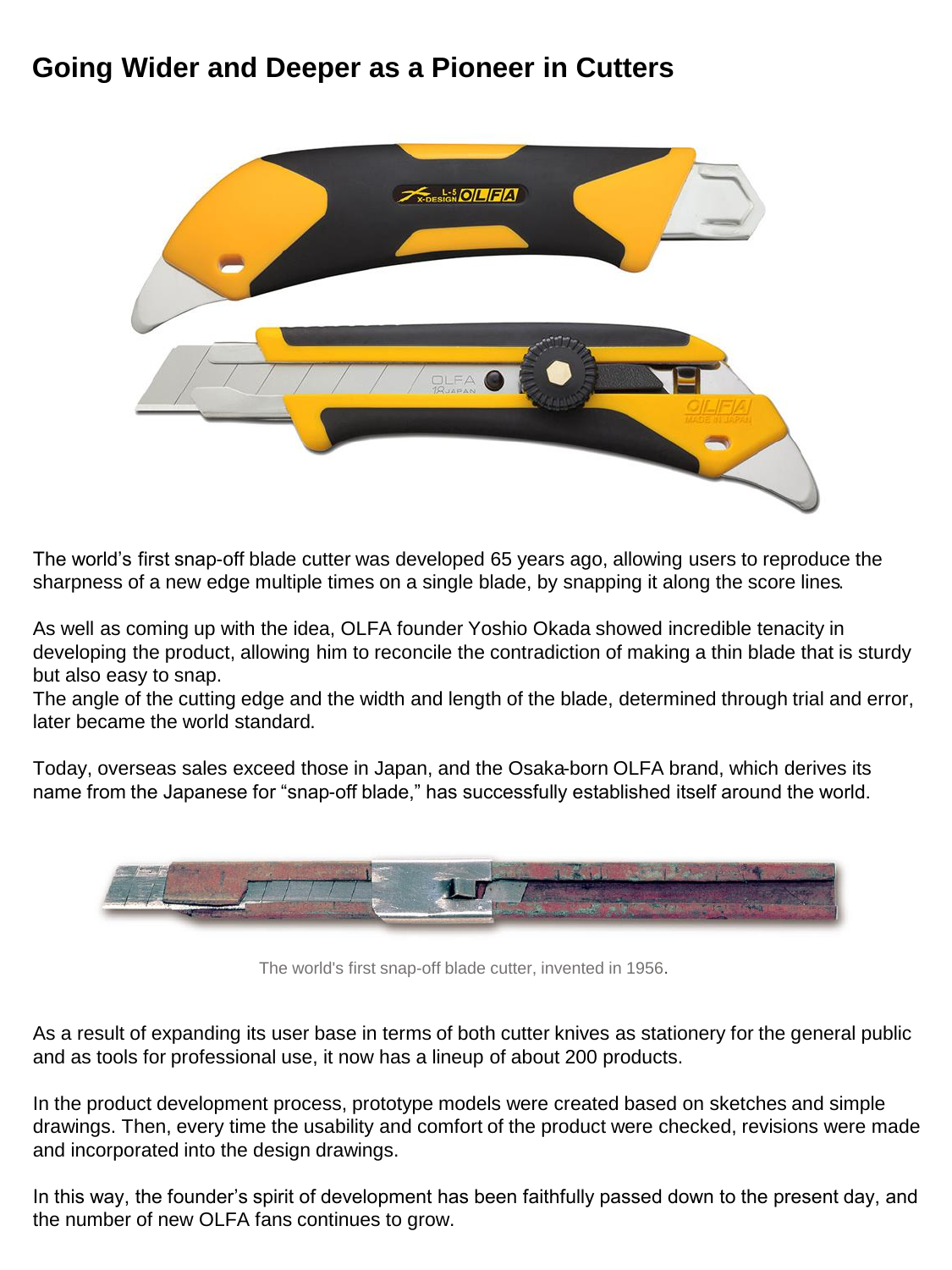# Going Wider and Deeper as a Pioneer in Cutters

The world's first snap-off blade cutter was developed 65 years ago, allowing users to reproduce the sharpness of a new edge multiple times on a single blade, by snapping it along the score lines.

As well as coming up with the idea, OLFA founder Yoshio Okada showed incredible tenacity in developing the product, allowing him to reconcile the contradiction of making a thin blade that is sturdy but also easy to snap.
The angle of the cutting edge and the width and length of the blade, determined through trial and error, later became the world standard.

Today, overseas sales exceed those in Japan, and the Osaka-born OLFA brand, which derives its name from the Japanese for "snap-off blade," has successfully established itself around the world.

The world's first snap-off blade cutter, invented in 1956.

As a result of expanding its user base in terms of both cutter knives as stationery for the general public and as tools for professional use, it now has a lineup of about 200 products.

In the product development process, prototype models were created based on sketches and simple drawings. Then, every time the usability and comfort of the product were checked, revisions were made and incorporated into the design drawings.

In this way, the founder's spirit of development has been faithfully passed down to the present day, and the number of new OLFA fans continues to grow.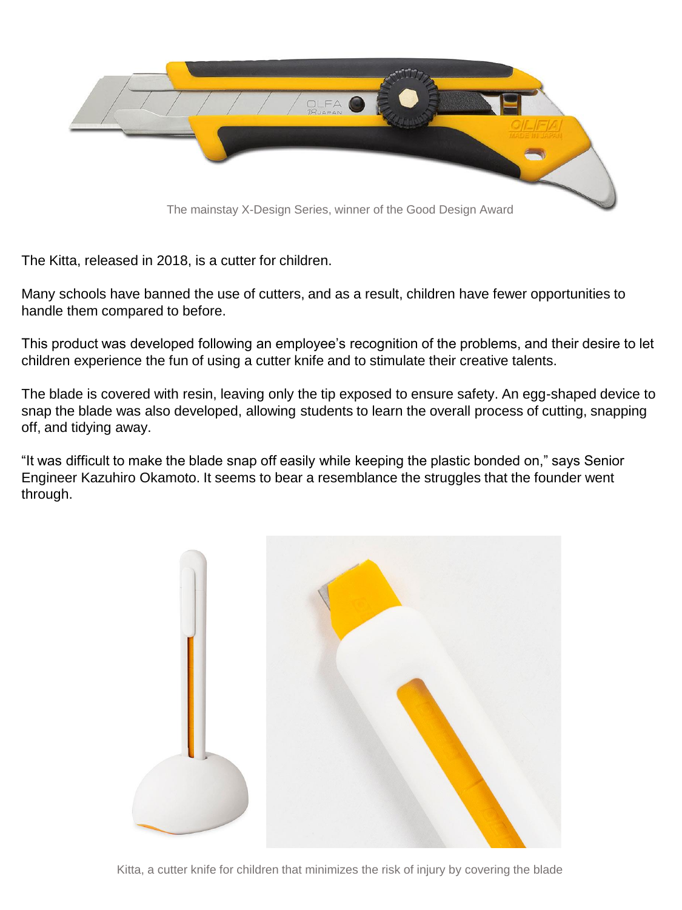The mainstay X-Design Series, winner of the Good Design Award

The Kitta, released in 2018, is a cutter for children.

Many schools have banned the use of cutters, and as a result, children have fewer opportunities to handle them compared to before.

This product was developed following an employee's recognition of the problems, and their desire to let children experience the fun of using a cutter knife and to stimulate their creative talents.

The blade is covered with resin, leaving only the tip exposed to ensure safety. An egg-shaped device to snap the blade was also developed, allowing students to learn the overall process of cutting, snapping off, and tidying away.

"It was difficult to make the blade snap off easily while keeping the plastic bonded on," says Senior Engineer Kazuhiro Okamoto. It seems to bear a resemblance the struggles that the founder went through.

Kitta, a cutter knife for children that minimizes the risk of injury by covering the blade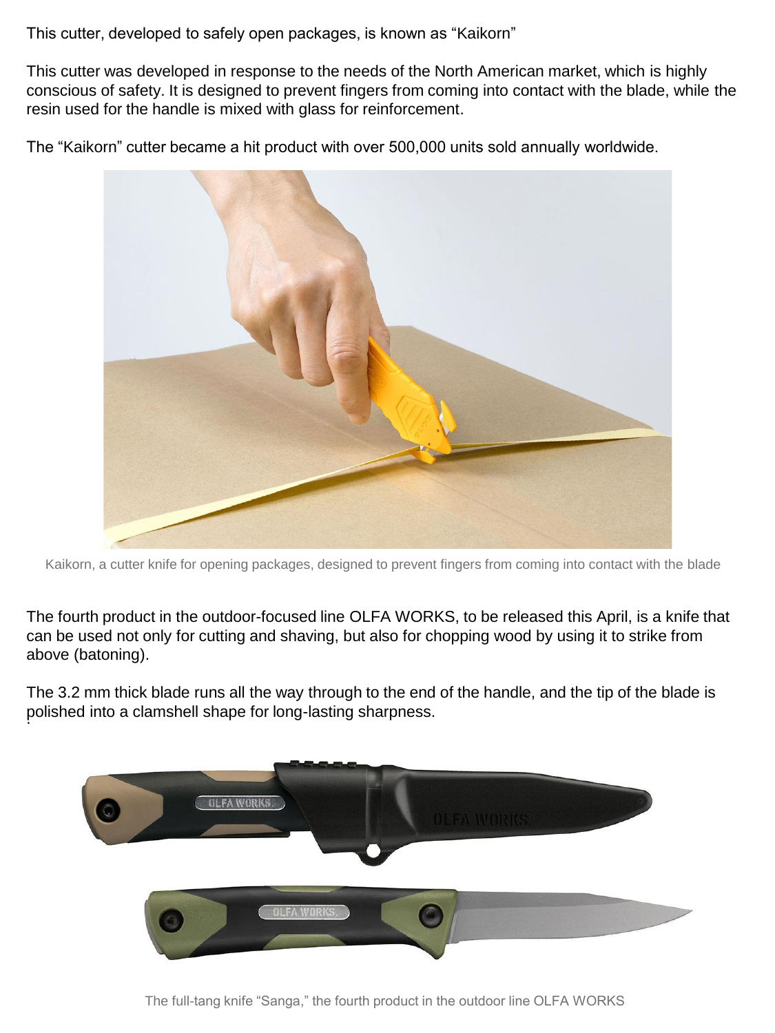This cutter, developed to safely open packages, is known as "Kaikorn"

This cutter was developed in response to the needs of the North American market, which is highly conscious of safety. It is designed to prevent fingers from coming into contact with the blade, while the resin used for the handle is mixed with glass for reinforcement.

The "Kaikorn" cutter became a hit product with over 500,000 units sold annually worldwide.

Kaikorn, a cutter knife for opening packages, designed to prevent fingers from coming into contact with the blade

The fourth product in the outdoor-focused line OLFA WORKS, to be released this April, is a knife that can be used not only for cutting and shaving, but also for chopping wood by using it to strike from above (batoning).

The 3.2 mm thick blade runs all the way through to the end of the handle, and the tip of the blade is polished into a clamshell shape for long-lasting sharpness.

The full-tang knife "Sanga," the fourth product in the outdoor line OLFA WORKS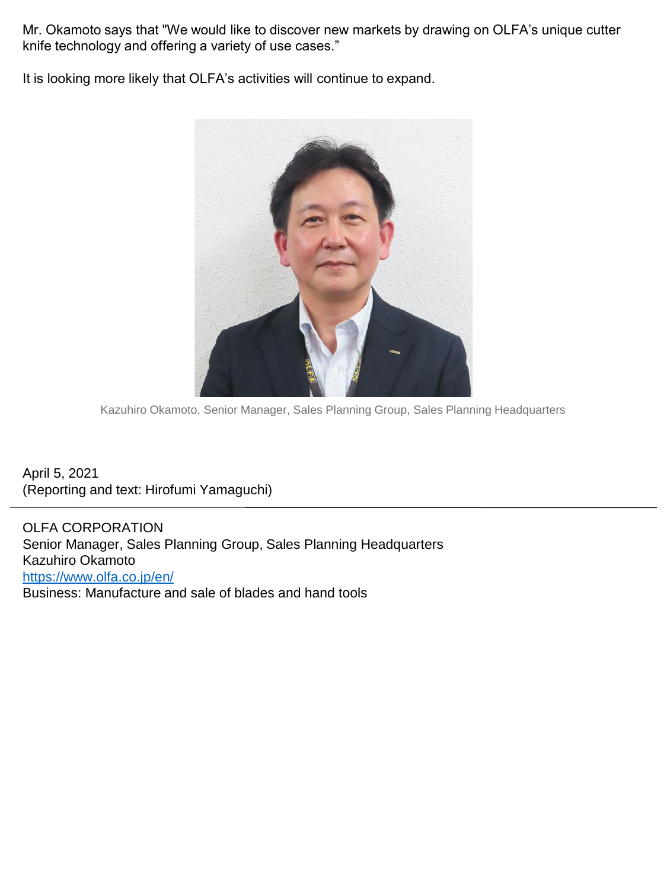Mr. Okamoto says that "We would like to discover new markets by drawing on OLFA's unique cutter knife technology and offering a variety of use cases."

It is looking more likely that OLFA's activities will continue to expand.

Kazuhiro Okamoto, Senior Manager, Sales Planning Group, Sales Planning Headquarters

April 5, 2021
(Reporting and text: Hirofumi Yamaguchi)

---

OLFA CORPORATION
Senior Manager, Sales Planning Group, Sales Planning Headquarters
Kazuhiro Okamoto
https://www.olfa.co.jp/en/
Business: Manufacture and sale of blades and hand tools